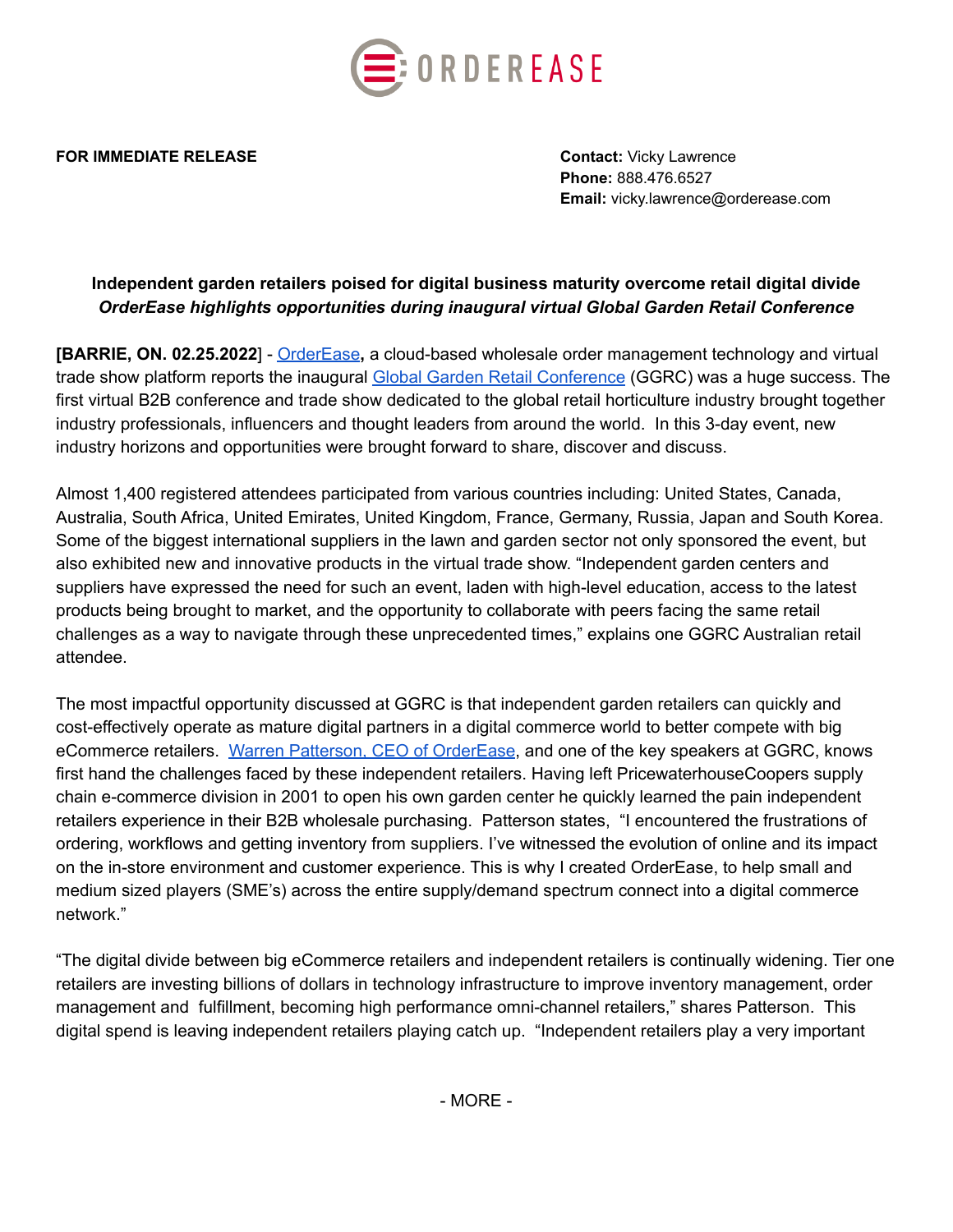ORDEREASE

**FOR IMMEDIATE RELEASE**

**Contact:** Vicky Lawrence
**Phone:** 888.476.6527
**Email:** vicky.lawrence@orderease.com

**Independent garden retailers poised for digital business maturity overcome retail digital divide**
***OrderEase highlights opportunities during inaugural virtual Global Garden Retail Conference***

**[BARRIE, ON. 02.25.2022**] - [OrderEase](), a cloud-based wholesale order management technology and virtual trade show platform reports the inaugural [Global Garden Retail Conference]() (GGRC) was a huge success. The first virtual B2B conference and trade show dedicated to the global retail horticulture industry brought together industry professionals, influencers and thought leaders from around the world. In this 3-day event, new industry horizons and opportunities were brought forward to share, discover and discuss.

Almost 1,400 registered attendees participated from various countries including: United States, Canada, Australia, South Africa, United Emirates, United Kingdom, France, Germany, Russia, Japan and South Korea. Some of the biggest international suppliers in the lawn and garden sector not only sponsored the event, but also exhibited new and innovative products in the virtual trade show. "Independent garden centers and suppliers have expressed the need for such an event, laden with high-level education, access to the latest products being brought to market, and the opportunity to collaborate with peers facing the same retail challenges as a way to navigate through these unprecedented times," explains one GGRC Australian retail attendee.

The most impactful opportunity discussed at GGRC is that independent garden retailers can quickly and cost-effectively operate as mature digital partners in a digital commerce world to better compete with big eCommerce retailers. [Warren Patterson, CEO of OrderEase](), and one of the key speakers at GGRC, knows first hand the challenges faced by these independent retailers. Having left PricewaterhouseCoopers supply chain e-commerce division in 2001 to open his own garden center he quickly learned the pain independent retailers experience in their B2B wholesale purchasing. Patterson states, "I encountered the frustrations of ordering, workflows and getting inventory from suppliers. I've witnessed the evolution of online and its impact on the in-store environment and customer experience. This is why I created OrderEase, to help small and medium sized players (SME's) across the entire supply/demand spectrum connect into a digital commerce network."

"The digital divide between big eCommerce retailers and independent retailers is continually widening. Tier one retailers are investing billions of dollars in technology infrastructure to improve inventory management, order management and fulfillment, becoming high performance omni-channel retailers," shares Patterson. This digital spend is leaving independent retailers playing catch up. "Independent retailers play a very important

- MORE -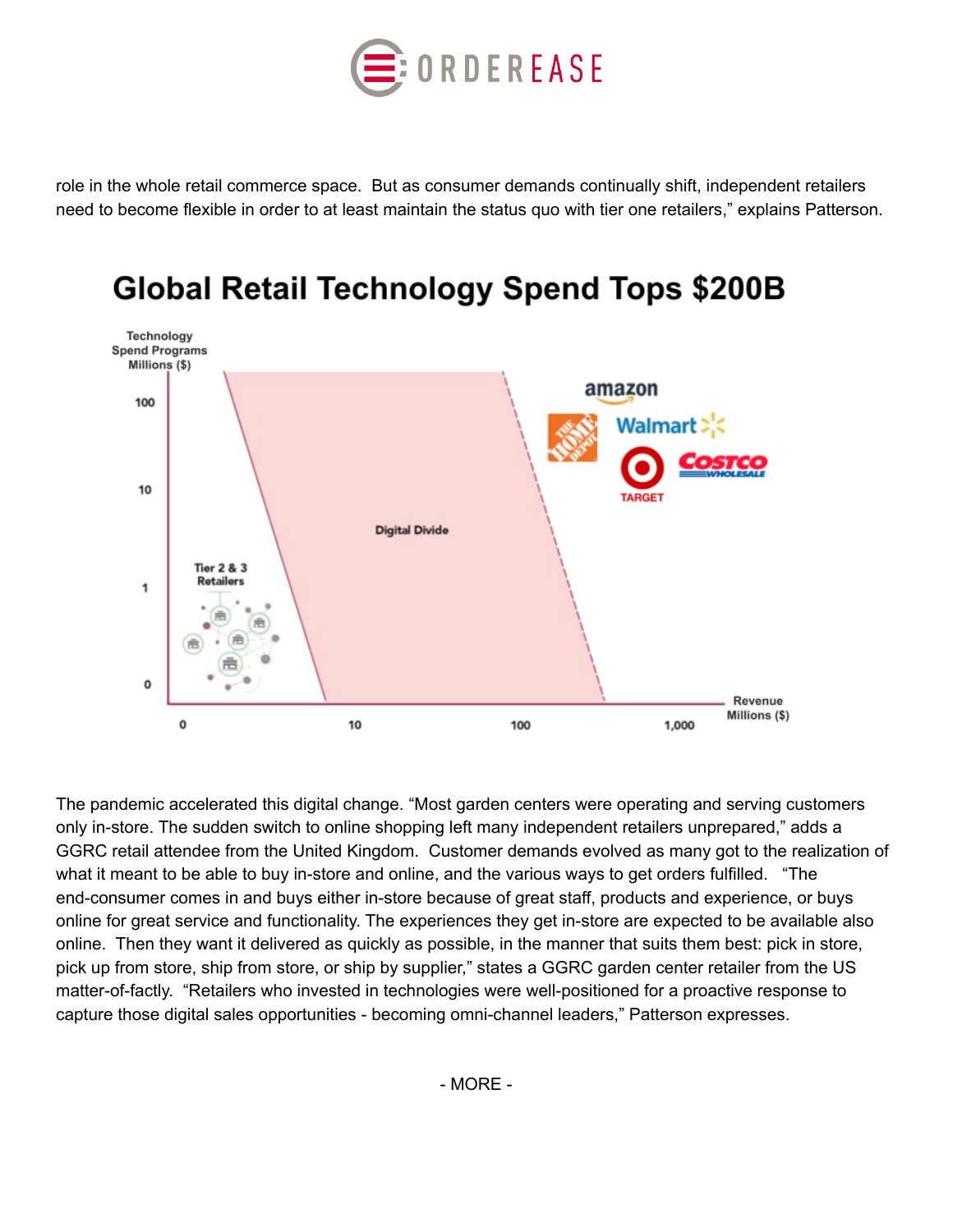role in the whole retail commerce space. But as consumer demands continually shift, independent retailers need to become flexible in order to at least maintain the status quo with tier one retailers," explains Patterson.

**Global Retail Technology Spend Tops $200B**

The pandemic accelerated this digital change. "Most garden centers were operating and serving customers only in-store. The sudden switch to online shopping left many independent retailers unprepared," adds a GGRC retail attendee from the United Kingdom. Customer demands evolved as many got to the realization of what it meant to be able to buy in-store and online, and the various ways to get orders fulfilled. "The end-consumer comes in and buys either in-store because of great staff, products and experience, or buys online for great service and functionality. The experiences they get in-store are expected to be available also online. Then they want it delivered as quickly as possible, in the manner that suits them best: pick in store, pick up from store, ship from store, or ship by supplier," states a GGRC garden center retailer from the US matter-of-factly. "Retailers who invested in technologies were well-positioned for a proactive response to capture those digital sales opportunities - becoming omni-channel leaders," Patterson expresses.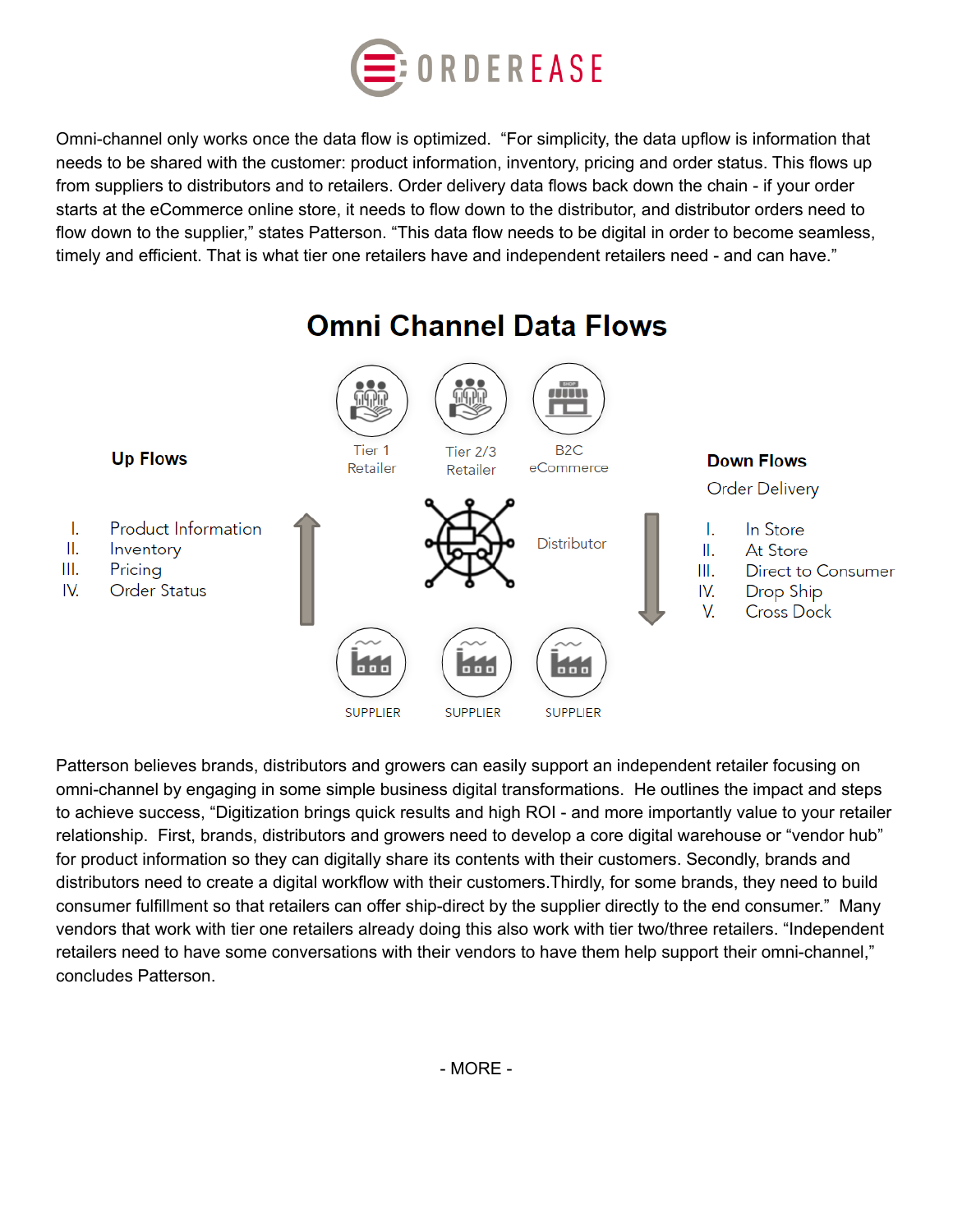Omni-channel only works once the data flow is optimized. “For simplicity, the data upflow is information that needs to be shared with the customer: product information, inventory, pricing and order status. This flows up from suppliers to distributors and to retailers. Order delivery data flows back down the chain - if your order starts at the eCommerce online store, it needs to flow down to the distributor, and distributor orders need to flow down to the supplier,” states Patterson. “This data flow needs to be digital in order to become seamless, timely and efficient. That is what tier one retailers have and independent retailers need - and can have.”

## Omni Channel Data Flows

**Up Flows**

I. Product Information
II. Inventory
III. Pricing
IV. Order Status

Tier 1 Retailer | Tier 2/3 Retailer | B2C eCommerce

Distributor

SUPPLIER | SUPPLIER | SUPPLIER

**Down Flows**

Order Delivery

I. In Store
II. At Store
III. Direct to Consumer
IV. Drop Ship
V. Cross Dock

Patterson believes brands, distributors and growers can easily support an independent retailer focusing on omni-channel by engaging in some simple business digital transformations. He outlines the impact and steps to achieve success, “Digitization brings quick results and high ROI - and more importantly value to your retailer relationship. First, brands, distributors and growers need to develop a core digital warehouse or “vendor hub” for product information so they can digitally share its contents with their customers. Secondly, brands and distributors need to create a digital workflow with their customers.Thirdly, for some brands, they need to build consumer fulfillment so that retailers can offer ship-direct by the supplier directly to the end consumer.” Many vendors that work with tier one retailers already doing this also work with tier two/three retailers. “Independent retailers need to have some conversations with their vendors to have them help support their omni-channel,” concludes Patterson.

- MORE -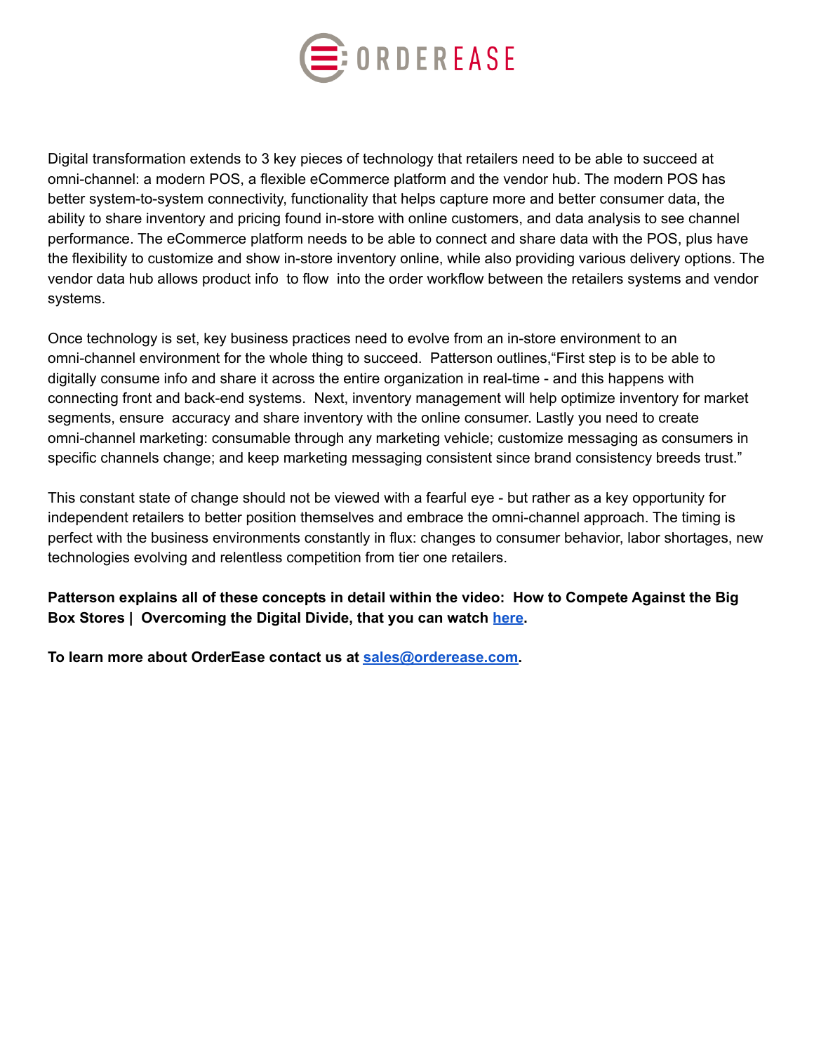Digital transformation extends to 3 key pieces of technology that retailers need to be able to succeed at omni-channel: a modern POS, a flexible eCommerce platform and the vendor hub. The modern POS has better system-to-system connectivity, functionality that helps capture more and better consumer data, the ability to share inventory and pricing found in-store with online customers, and data analysis to see channel performance. The eCommerce platform needs to be able to connect and share data with the POS, plus have the flexibility to customize and show in-store inventory online, while also providing various delivery options. The vendor data hub allows product info to flow into the order workflow between the retailers systems and vendor systems.

Once technology is set, key business practices need to evolve from an in-store environment to an omni-channel environment for the whole thing to succeed. Patterson outlines,"First step is to be able to digitally consume info and share it across the entire organization in real-time - and this happens with connecting front and back-end systems. Next, inventory management will help optimize inventory for market segments, ensure accuracy and share inventory with the online consumer. Lastly you need to create omni-channel marketing: consumable through any marketing vehicle; customize messaging as consumers in specific channels change; and keep marketing messaging consistent since brand consistency breeds trust."

This constant state of change should not be viewed with a fearful eye - but rather as a key opportunity for independent retailers to better position themselves and embrace the omni-channel approach. The timing is perfect with the business environments constantly in flux: changes to consumer behavior, labor shortages, new technologies evolving and relentless competition from tier one retailers.

**Patterson explains all of these concepts in detail within the video: How to Compete Against the Big Box Stores | Overcoming the Digital Divide, that you can watch [here](#).**

**To learn more about OrderEase contact us at [sales@orderease.com](mailto:sales@orderease.com).**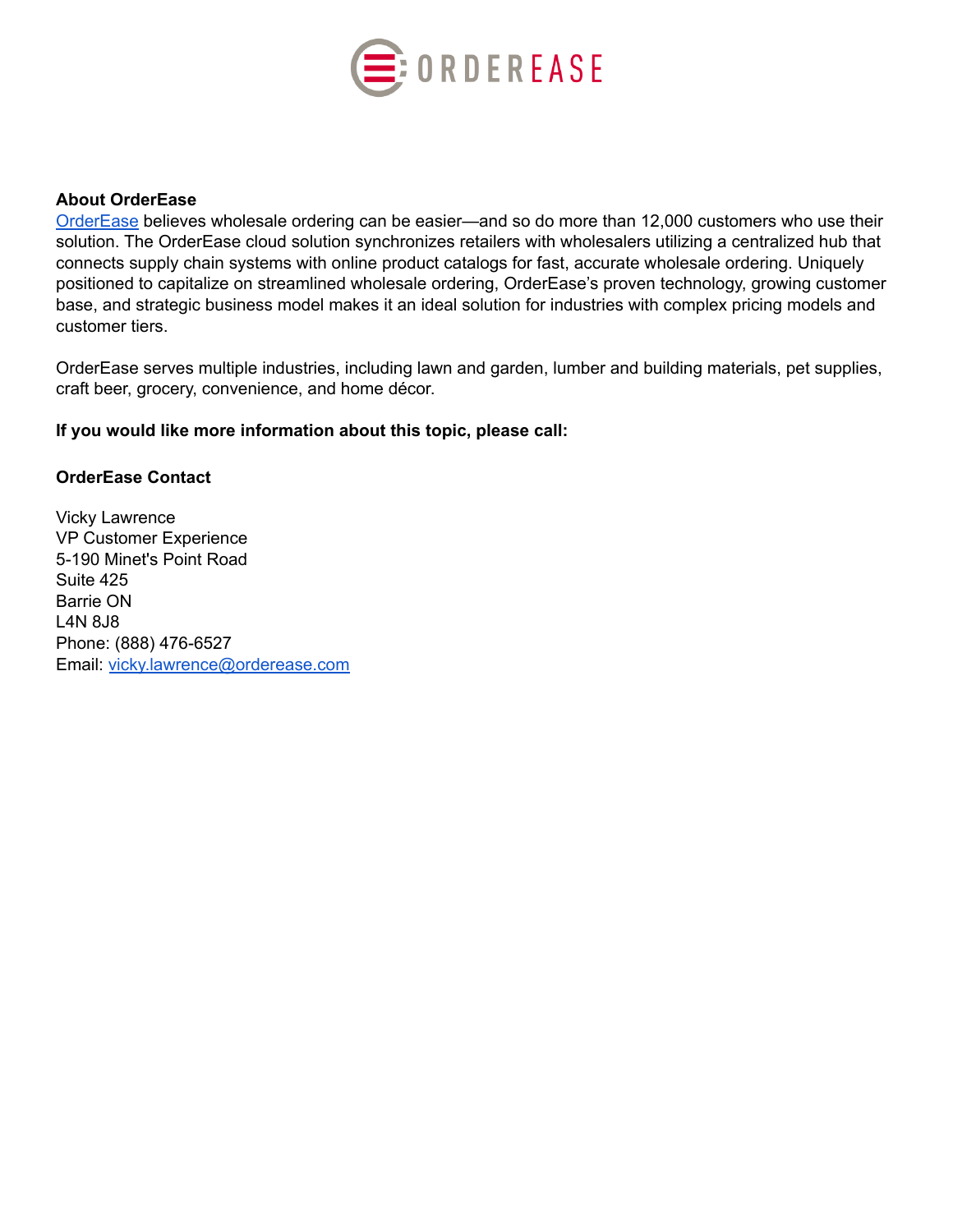**About OrderEase**

OrderEase believes wholesale ordering can be easier—and so do more than 12,000 customers who use their solution. The OrderEase cloud solution synchronizes retailers with wholesalers utilizing a centralized hub that connects supply chain systems with online product catalogs for fast, accurate wholesale ordering. Uniquely positioned to capitalize on streamlined wholesale ordering, OrderEase's proven technology, growing customer base, and strategic business model makes it an ideal solution for industries with complex pricing models and customer tiers.

OrderEase serves multiple industries, including lawn and garden, lumber and building materials, pet supplies, craft beer, grocery, convenience, and home décor.

**If you would like more information about this topic, please call:**

**OrderEase Contact**

Vicky Lawrence
VP Customer Experience
5-190 Minet's Point Road
Suite 425
Barrie ON
L4N 8J8
Phone: (888) 476-6527
Email: vicky.lawrence@orderease.com